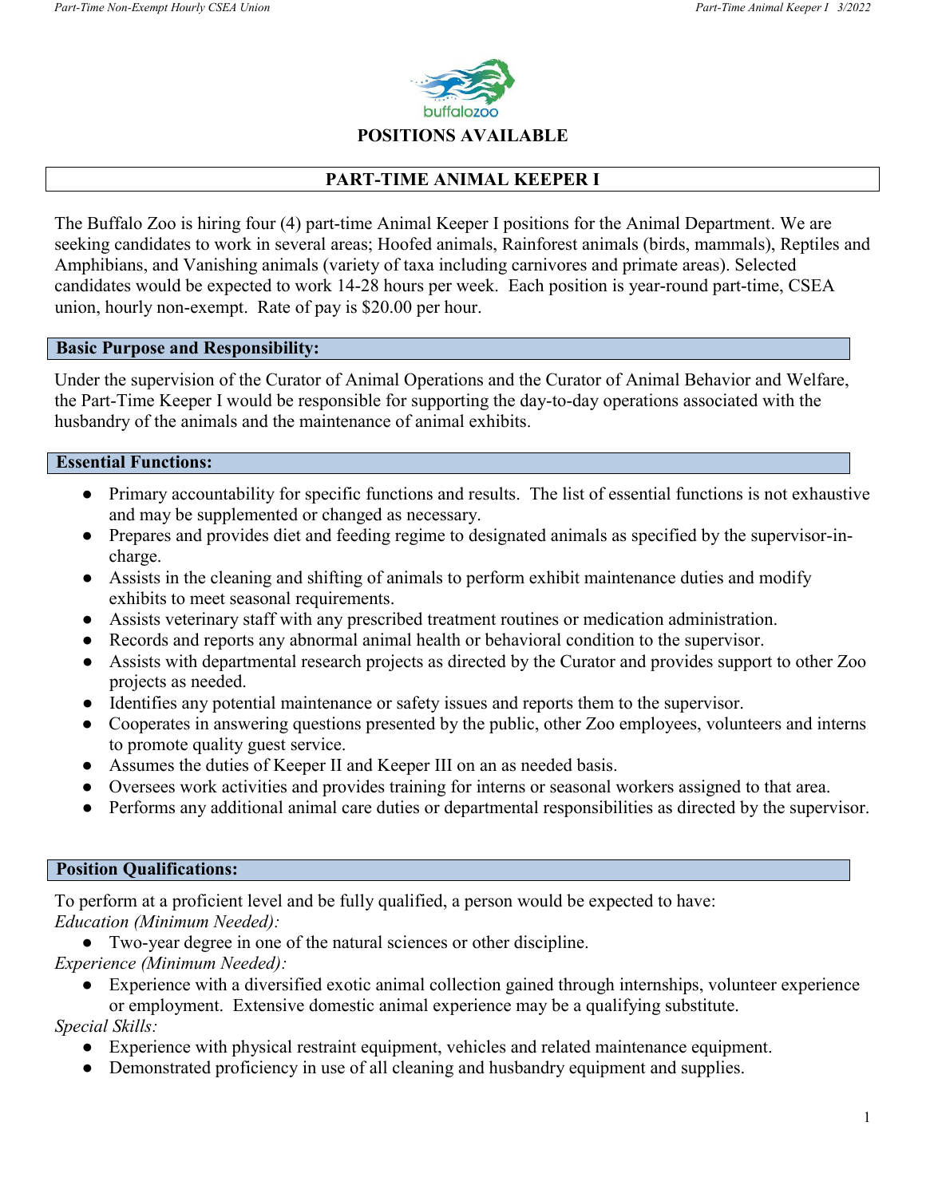# POSITIONS AVAILABLE

## PART-TIME ANIMAL KEEPER I

The Buffalo Zoo is hiring four (4) part-time Animal Keeper I positions for the Animal Department. We are seeking candidates to work in several areas; Hoofed animals, Rainforest animals (birds, mammals), Reptiles and Amphibians, and Vanishing animals (variety of taxa including carnivores and primate areas). Selected candidates would be expected to work 14-28 hours per week. Each position is year-round part-time, CSEA union, hourly non-exempt. Rate of pay is $20.00 per hour.

### Basic Purpose and Responsibility:

Under the supervision of the Curator of Animal Operations and the Curator of Animal Behavior and Welfare, the Part-Time Keeper I would be responsible for supporting the day-to-day operations associated with the husbandry of the animals and the maintenance of animal exhibits.

### Essential Functions:

- Primary accountability for specific functions and results. The list of essential functions is not exhaustive and may be supplemented or changed as necessary.
- Prepares and provides diet and feeding regime to designated animals as specified by the supervisor-in-charge.
- Assists in the cleaning and shifting of animals to perform exhibit maintenance duties and modify exhibits to meet seasonal requirements.
- Assists veterinary staff with any prescribed treatment routines or medication administration.
- Records and reports any abnormal animal health or behavioral condition to the supervisor.
- Assists with departmental research projects as directed by the Curator and provides support to other Zoo projects as needed.
- Identifies any potential maintenance or safety issues and reports them to the supervisor.
- Cooperates in answering questions presented by the public, other Zoo employees, volunteers and interns to promote quality guest service.
- Assumes the duties of Keeper II and Keeper III on an as needed basis.
- Oversees work activities and provides training for interns or seasonal workers assigned to that area.
- Performs any additional animal care duties or departmental responsibilities as directed by the supervisor.

### Position Qualifications:

To perform at a proficient level and be fully qualified, a person would be expected to have:

*Education (Minimum Needed):*

- Two-year degree in one of the natural sciences or other discipline.

*Experience (Minimum Needed):*

- Experience with a diversified exotic animal collection gained through internships, volunteer experience or employment. Extensive domestic animal experience may be a qualifying substitute.

*Special Skills:*

- Experience with physical restraint equipment, vehicles and related maintenance equipment.
- Demonstrated proficiency in use of all cleaning and husbandry equipment and supplies.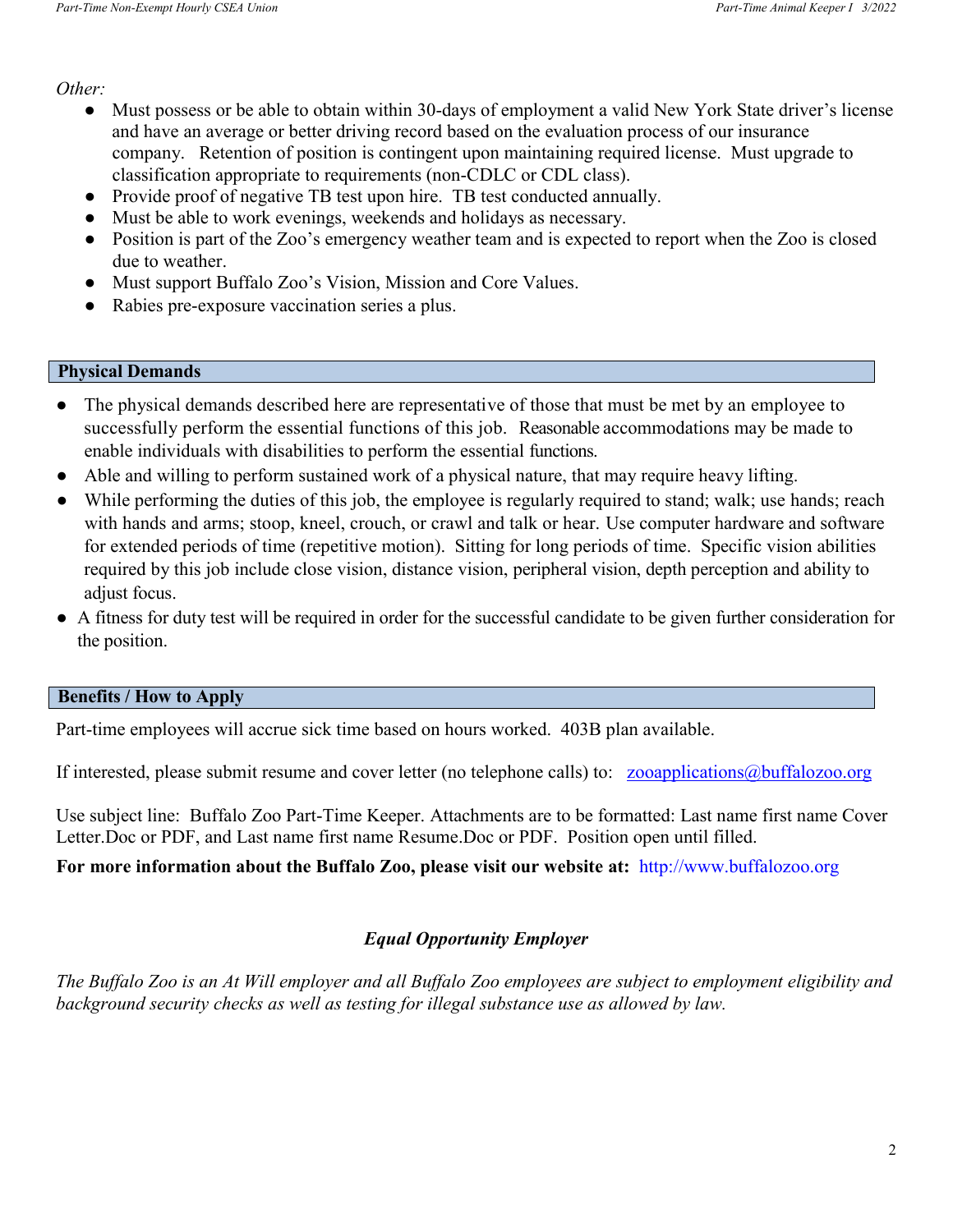*Other:*

- Must possess or be able to obtain within 30-days of employment a valid New York State driver's license and have an average or better driving record based on the evaluation process of our insurance company. Retention of position is contingent upon maintaining required license. Must upgrade to classification appropriate to requirements (non-CDLC or CDL class).
- Provide proof of negative TB test upon hire. TB test conducted annually.
- Must be able to work evenings, weekends and holidays as necessary.
- Position is part of the Zoo's emergency weather team and is expected to report when the Zoo is closed due to weather.
- Must support Buffalo Zoo's Vision, Mission and Core Values.
- Rabies pre-exposure vaccination series a plus.

## Physical Demands

- The physical demands described here are representative of those that must be met by an employee to successfully perform the essential functions of this job. Reasonable accommodations may be made to enable individuals with disabilities to perform the essential functions.
- Able and willing to perform sustained work of a physical nature, that may require heavy lifting.
- While performing the duties of this job, the employee is regularly required to stand; walk; use hands; reach with hands and arms; stoop, kneel, crouch, or crawl and talk or hear. Use computer hardware and software for extended periods of time (repetitive motion). Sitting for long periods of time. Specific vision abilities required by this job include close vision, distance vision, peripheral vision, depth perception and ability to adjust focus.
- A fitness for duty test will be required in order for the successful candidate to be given further consideration for the position.

## Benefits / How to Apply

Part-time employees will accrue sick time based on hours worked. 403B plan available.

If interested, please submit resume and cover letter (no telephone calls) to: zooapplications@buffalozoo.org

Use subject line: Buffalo Zoo Part-Time Keeper. Attachments are to be formatted: Last name first name Cover Letter.Doc or PDF, and Last name first name Resume.Doc or PDF. Position open until filled.

**For more information about the Buffalo Zoo, please visit our website at:** http://www.buffalozoo.org

***Equal Opportunity Employer***

*The Buffalo Zoo is an At Will employer and all Buffalo Zoo employees are subject to employment eligibility and background security checks as well as testing for illegal substance use as allowed by law.*